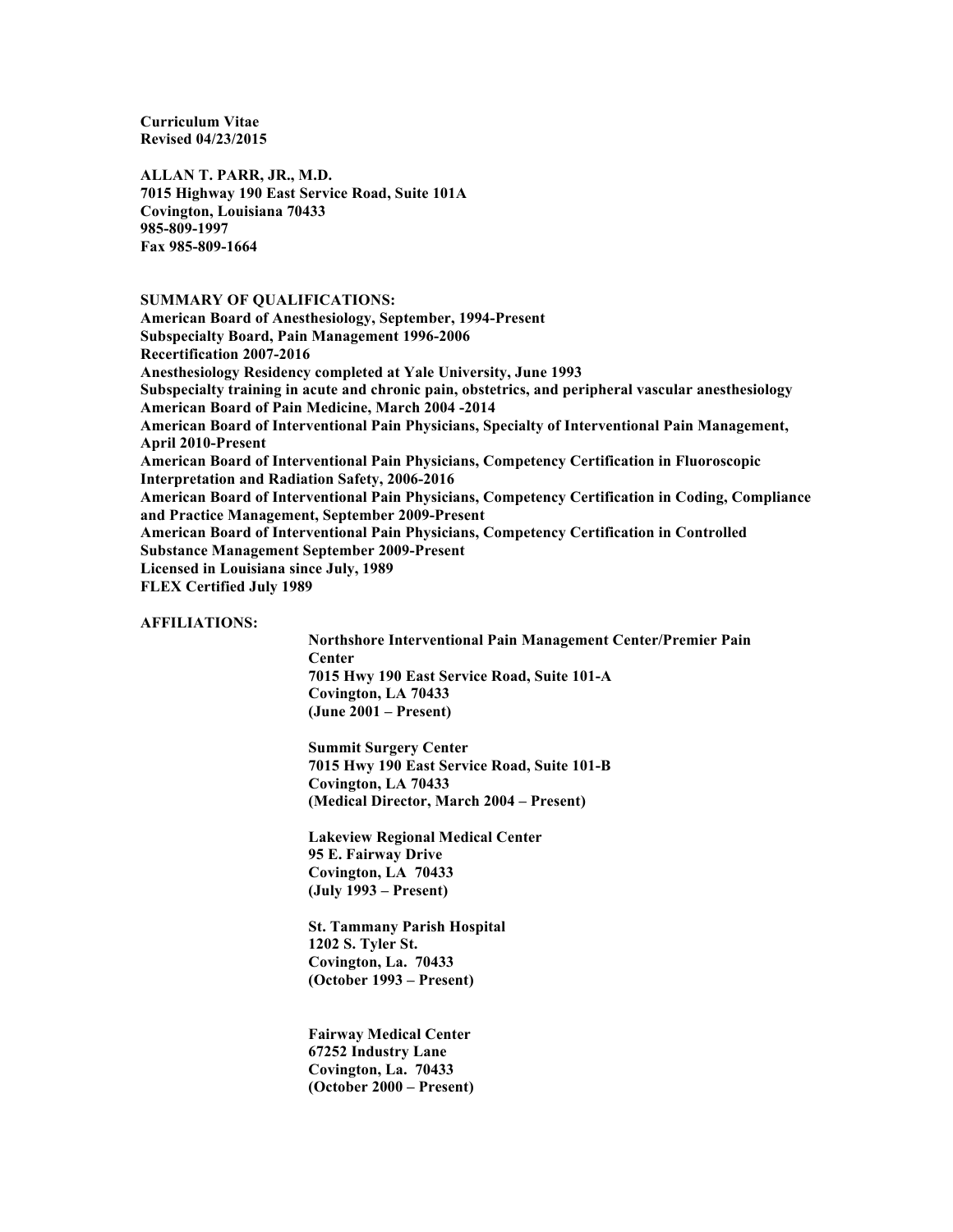**Curriculum Vitae**
**Revised 04/23/2015**

**ALLAN T. PARR, JR., M.D.**
**7015 Highway 190 East Service Road, Suite 101A**
**Covington, Louisiana 70433**
**985-809-1997**
**Fax 985-809-1664**

## SUMMARY OF QUALIFICATIONS:

**American Board of Anesthesiology, September, 1994-Present**
**Subspecialty Board, Pain Management 1996-2006**
**Recertification 2007-2016**
**Anesthesiology Residency completed at Yale University, June 1993**
**Subspecialty training in acute and chronic pain, obstetrics, and peripheral vascular anesthesiology**
**American Board of Pain Medicine, March 2004 -2014**
**American Board of Interventional Pain Physicians, Specialty of Interventional Pain Management, April 2010-Present**
**American Board of Interventional Pain Physicians, Competency Certification in Fluoroscopic Interpretation and Radiation Safety, 2006-2016**
**American Board of Interventional Pain Physicians, Competency Certification in Coding, Compliance and Practice Management, September 2009-Present**
**American Board of Interventional Pain Physicians, Competency Certification in Controlled Substance Management September 2009-Present**
**Licensed in Louisiana since July, 1989**
**FLEX Certified July 1989**

## AFFILIATIONS:

**Northshore Interventional Pain Management Center/Premier Pain Center**
**7015 Hwy 190 East Service Road, Suite 101-A**
**Covington, LA 70433**
**(June 2001 – Present)**

**Summit Surgery Center**
**7015 Hwy 190 East Service Road, Suite 101-B**
**Covington, LA 70433**
**(Medical Director, March 2004 – Present)**

**Lakeview Regional Medical Center**
**95 E. Fairway Drive**
**Covington, LA 70433**
**(July 1993 – Present)**

**St. Tammany Parish Hospital**
**1202 S. Tyler St.**
**Covington, La. 70433**
**(October 1993 – Present)**

**Fairway Medical Center**
**67252 Industry Lane**
**Covington, La. 70433**
**(October 2000 – Present)**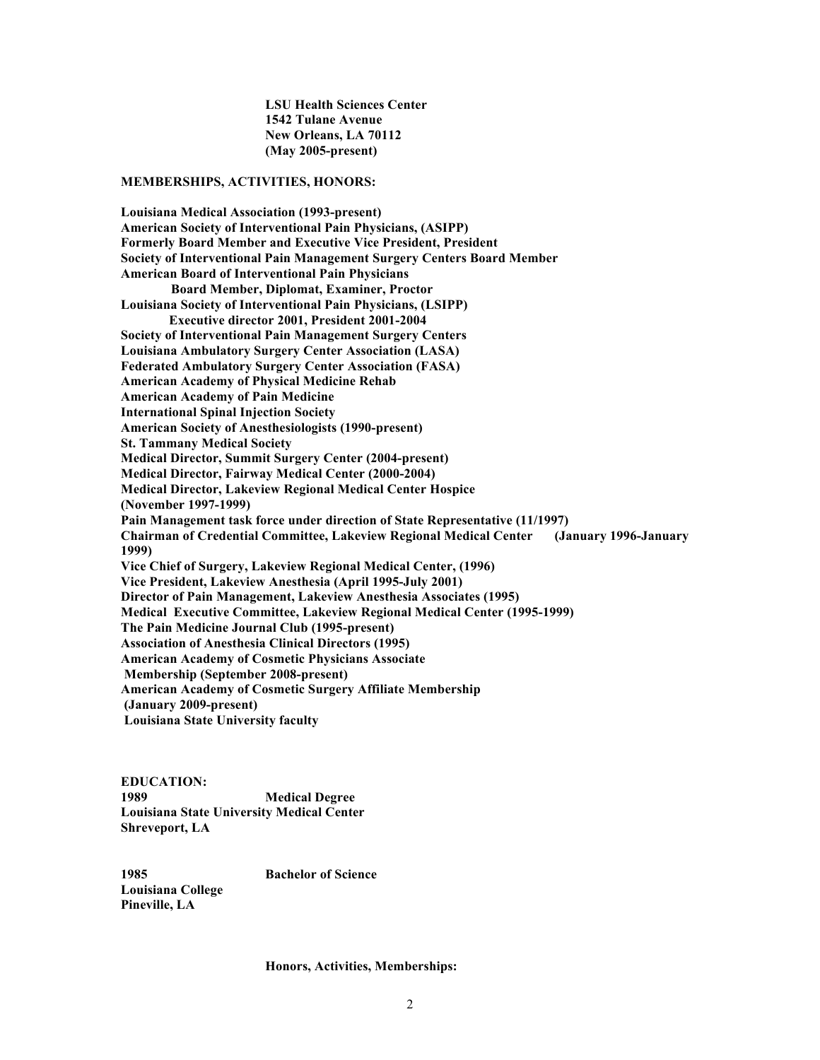**LSU Health Sciences Center**
**1542 Tulane Avenue**
**New Orleans, LA 70112**
**(May 2005-present)**

## MEMBERSHIPS, ACTIVITIES, HONORS:

**Louisiana Medical Association (1993-present)**
**American Society of Interventional Pain Physicians, (ASIPP)**
**Formerly Board Member and Executive Vice President, President**
**Society of Interventional Pain Management Surgery Centers Board Member**
**American Board of Interventional Pain Physicians**
**Board Member, Diplomat, Examiner, Proctor**
**Louisiana Society of Interventional Pain Physicians, (LSIPP)**
**Executive director 2001, President 2001-2004**
**Society of Interventional Pain Management Surgery Centers**
**Louisiana Ambulatory Surgery Center Association (LASA)**
**Federated Ambulatory Surgery Center Association (FASA)**
**American Academy of Physical Medicine Rehab**
**American Academy of Pain Medicine**
**International Spinal Injection Society**
**American Society of Anesthesiologists (1990-present)**
**St. Tammany Medical Society**
**Medical Director, Summit Surgery Center (2004-present)**
**Medical Director, Fairway Medical Center (2000-2004)**
**Medical Director, Lakeview Regional Medical Center Hospice (November 1997-1999)**
**Pain Management task force under direction of State Representative (11/1997)**
**Chairman of Credential Committee, Lakeview Regional Medical Center (January 1996-January 1999)**
**Vice Chief of Surgery, Lakeview Regional Medical Center, (1996)**
**Vice President, Lakeview Anesthesia (April 1995-July 2001)**
**Director of Pain Management, Lakeview Anesthesia Associates (1995)**
**Medical Executive Committee, Lakeview Regional Medical Center (1995-1999)**
**The Pain Medicine Journal Club (1995-present)**
**Association of Anesthesia Clinical Directors (1995)**
**American Academy of Cosmetic Physicians Associate Membership (September 2008-present)**
**American Academy of Cosmetic Surgery Affiliate Membership (January 2009-present)**
**Louisiana State University faculty**

## EDUCATION:

**1989** **Medical Degree**
**Louisiana State University Medical Center**
**Shreveport, LA**

**1985** **Bachelor of Science**
**Louisiana College**
**Pineville, LA**

**Honors, Activities, Memberships:**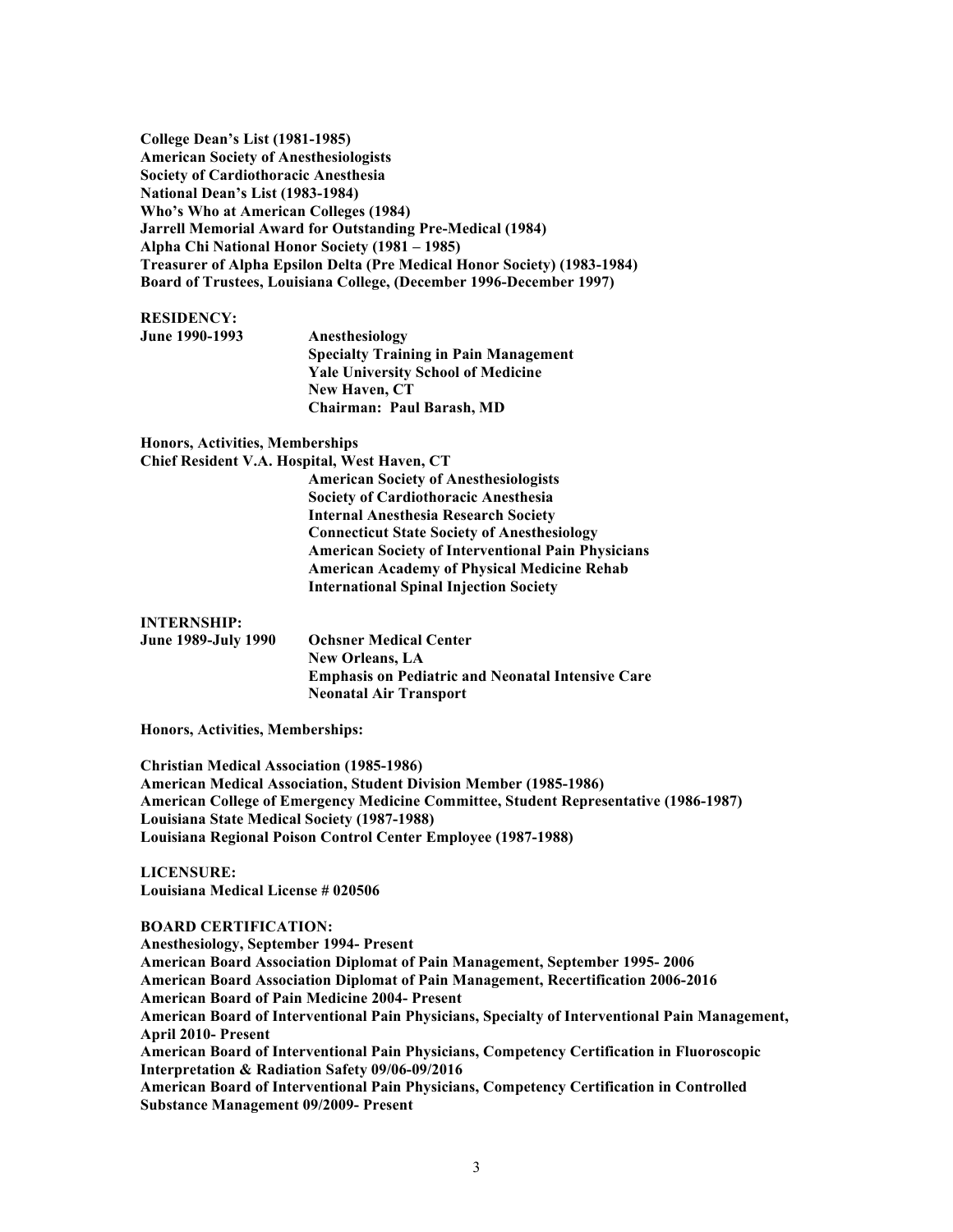**College Dean's List (1981-1985)**
**American Society of Anesthesiologists**
**Society of Cardiothoracic Anesthesia**
**National Dean's List (1983-1984)**
**Who's Who at American Colleges (1984)**
**Jarrell Memorial Award for Outstanding Pre-Medical (1984)**
**Alpha Chi National Honor Society (1981 – 1985)**
**Treasurer of Alpha Epsilon Delta (Pre Medical Honor Society) (1983-1984)**
**Board of Trustees, Louisiana College, (December 1996-December 1997)**

**RESIDENCY:**

**June 1990-1993** — **Anesthesiology**
**Specialty Training in Pain Management**
**Yale University School of Medicine**
**New Haven, CT**
**Chairman: Paul Barash, MD**

**Honors, Activities, Memberships**
**Chief Resident V.A. Hospital, West Haven, CT**
**American Society of Anesthesiologists**
**Society of Cardiothoracic Anesthesia**
**Internal Anesthesia Research Society**
**Connecticut State Society of Anesthesiology**
**American Society of Interventional Pain Physicians**
**American Academy of Physical Medicine Rehab**
**International Spinal Injection Society**

**INTERNSHIP:**

**June 1989-July 1990** — **Ochsner Medical Center**
**New Orleans, LA**
**Emphasis on Pediatric and Neonatal Intensive Care**
**Neonatal Air Transport**

**Honors, Activities, Memberships:**

**Christian Medical Association (1985-1986)**
**American Medical Association, Student Division Member (1985-1986)**
**American College of Emergency Medicine Committee, Student Representative (1986-1987)**
**Louisiana State Medical Society (1987-1988)**
**Louisiana Regional Poison Control Center Employee (1987-1988)**

**LICENSURE:**
**Louisiana Medical License # 020506**

**BOARD CERTIFICATION:**
**Anesthesiology, September 1994- Present**
**American Board Association Diplomat of Pain Management, September 1995- 2006**
**American Board Association Diplomat of Pain Management, Recertification 2006-2016**
**American Board of Pain Medicine 2004- Present**
**American Board of Interventional Pain Physicians, Specialty of Interventional Pain Management, April 2010- Present**
**American Board of Interventional Pain Physicians, Competency Certification in Fluoroscopic Interpretation & Radiation Safety 09/06-09/2016**
**American Board of Interventional Pain Physicians, Competency Certification in Controlled Substance Management 09/2009- Present**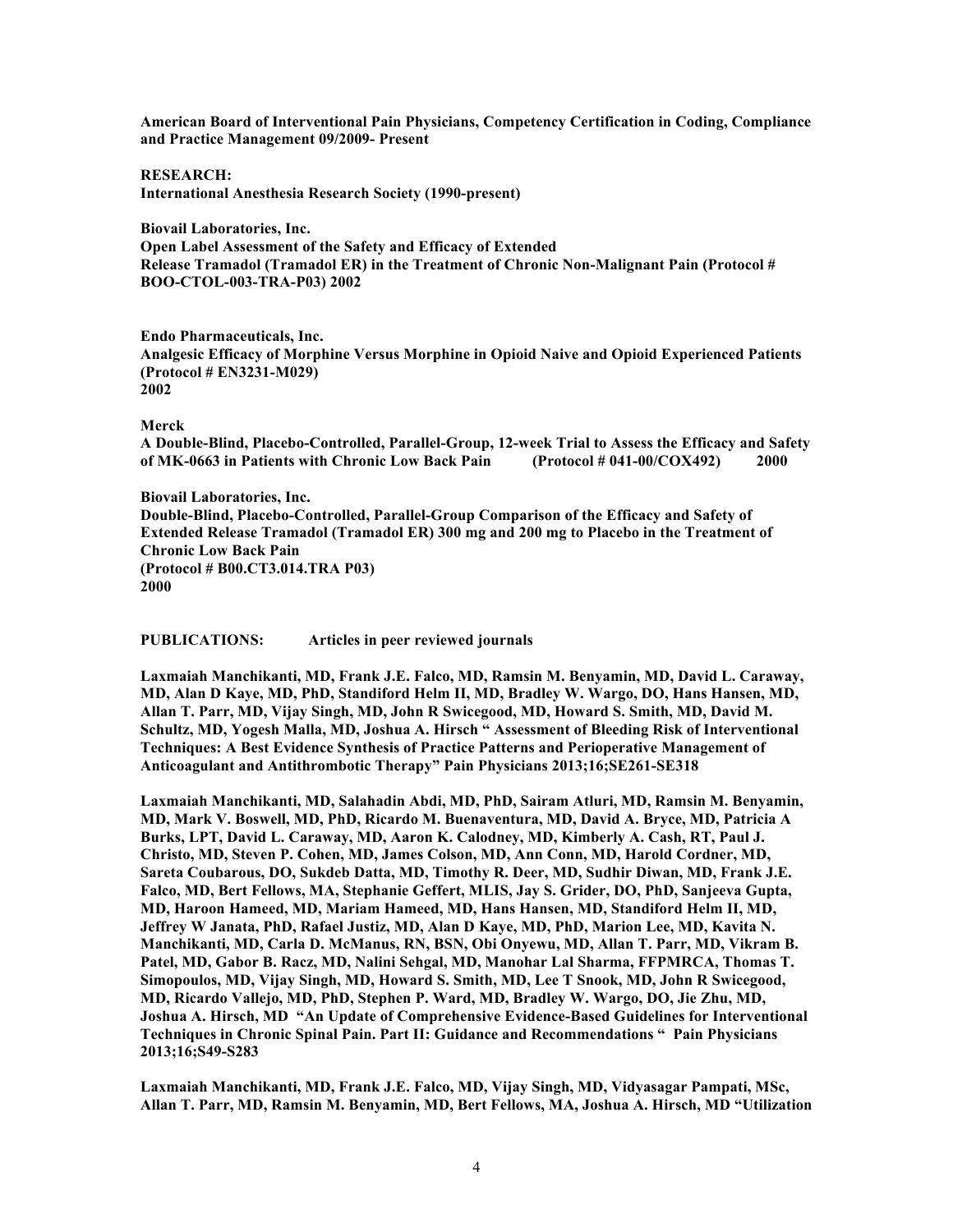**American Board of Interventional Pain Physicians, Competency Certification in Coding, Compliance and Practice Management 09/2009- Present**

**RESEARCH:**
**International Anesthesia Research Society (1990-present)**

**Biovail Laboratories, Inc.**
**Open Label Assessment of the Safety and Efficacy of Extended Release Tramadol (Tramadol ER) in the Treatment of Chronic Non-Malignant Pain (Protocol # BOO-CTOL-003-TRA-P03) 2002**

**Endo Pharmaceuticals, Inc.**
**Analgesic Efficacy of Morphine Versus Morphine in Opioid Naive and Opioid Experienced Patients (Protocol # EN3231-M029)**
**2002**

**Merck**
**A Double-Blind, Placebo-Controlled, Parallel-Group, 12-week Trial to Assess the Efficacy and Safety of MK-0663 in Patients with Chronic Low Back Pain (Protocol # 041-00/COX492) 2000**

**Biovail Laboratories, Inc.**
**Double-Blind, Placebo-Controlled, Parallel-Group Comparison of the Efficacy and Safety of Extended Release Tramadol (Tramadol ER) 300 mg and 200 mg to Placebo in the Treatment of Chronic Low Back Pain**
**(Protocol # B00.CT3.014.TRA P03)**
**2000**

**PUBLICATIONS: Articles in peer reviewed journals**

**Laxmaiah Manchikanti, MD, Frank J.E. Falco, MD, Ramsin M. Benyamin, MD, David L. Caraway, MD, Alan D Kaye, MD, PhD, Standiford Helm II, MD, Bradley W. Wargo, DO, Hans Hansen, MD, Allan T. Parr, MD, Vijay Singh, MD, John R Swicegood, MD, Howard S. Smith, MD, David M. Schultz, MD, Yogesh Malla, MD, Joshua A. Hirsch " Assessment of Bleeding Risk of Interventional Techniques: A Best Evidence Synthesis of Practice Patterns and Perioperative Management of Anticoagulant and Antithrombotic Therapy" Pain Physicians 2013;16;SE261-SE318**

**Laxmaiah Manchikanti, MD, Salahadin Abdi, MD, PhD, Sairam Atluri, MD, Ramsin M. Benyamin, MD, Mark V. Boswell, MD, PhD, Ricardo M. Buenaventura, MD, David A. Bryce, MD, Patricia A Burks, LPT, David L. Caraway, MD, Aaron K. Calodney, MD, Kimberly A. Cash, RT, Paul J. Christo, MD, Steven P. Cohen, MD, James Colson, MD, Ann Conn, MD, Harold Cordner, MD, Sareta Coubarous, DO, Sukdeb Datta, MD, Timothy R. Deer, MD, Sudhir Diwan, MD, Frank J.E. Falco, MD, Bert Fellows, MA, Stephanie Geffert, MLIS, Jay S. Grider, DO, PhD, Sanjeeva Gupta, MD, Haroon Hameed, MD, Mariam Hameed, MD, Hans Hansen, MD, Standiford Helm II, MD, Jeffrey W Janata, PhD, Rafael Justiz, MD, Alan D Kaye, MD, PhD, Marion Lee, MD, Kavita N. Manchikanti, MD, Carla D. McManus, RN, BSN, Obi Onyewu, MD, Allan T. Parr, MD, Vikram B. Patel, MD, Gabor B. Racz, MD, Nalini Sehgal, MD, Manohar Lal Sharma, FFPMRCA, Thomas T. Simopoulos, MD, Vijay Singh, MD, Howard S. Smith, MD, Lee T Snook, MD, John R Swicegood, MD, Ricardo Vallejo, MD, PhD, Stephen P. Ward, MD, Bradley W. Wargo, DO, Jie Zhu, MD, Joshua A. Hirsch, MD "An Update of Comprehensive Evidence-Based Guidelines for Interventional Techniques in Chronic Spinal Pain. Part II: Guidance and Recommendations " Pain Physicians 2013;16;S49-S283**

**Laxmaiah Manchikanti, MD, Frank J.E. Falco, MD, Vijay Singh, MD, Vidyasagar Pampati, MSc, Allan T. Parr, MD, Ramsin M. Benyamin, MD, Bert Fellows, MA, Joshua A. Hirsch, MD "Utilization**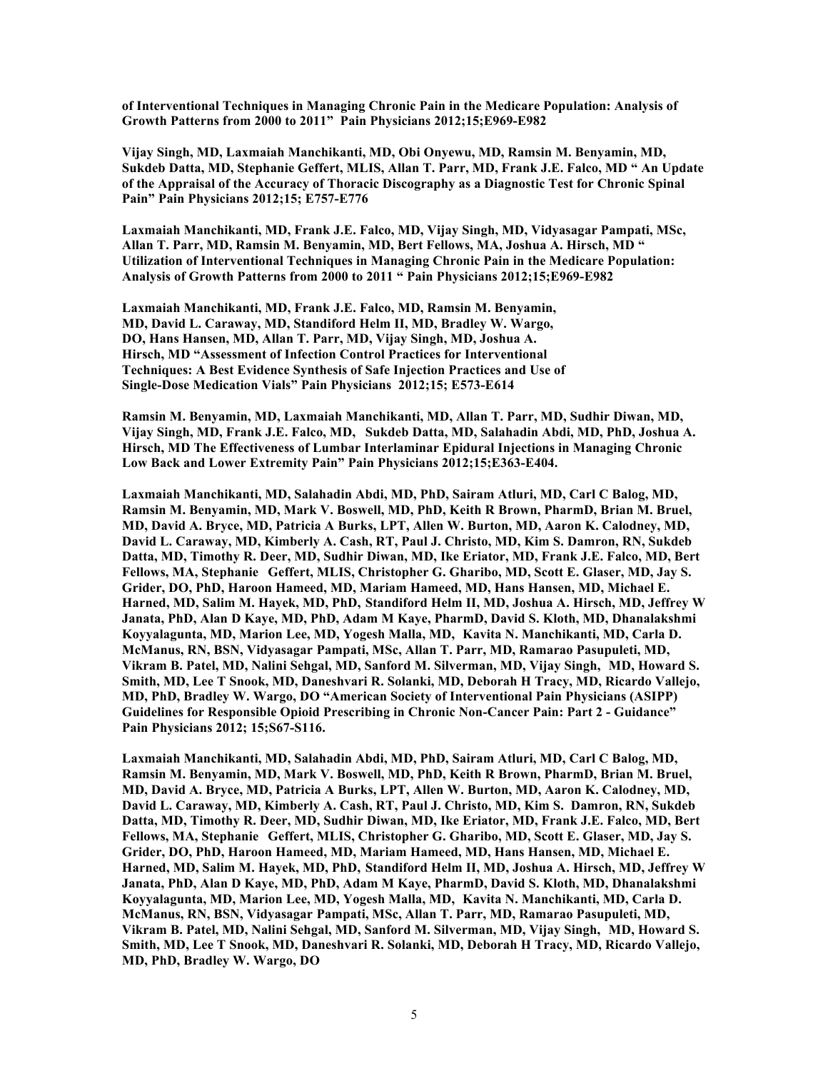**of Interventional Techniques in Managing Chronic Pain in the Medicare Population: Analysis of Growth Patterns from 2000 to 2011" Pain Physicians 2012;15;E969-E982**

**Vijay Singh, MD, Laxmaiah Manchikanti, MD, Obi Onyewu, MD, Ramsin M. Benyamin, MD, Sukdeb Datta, MD, Stephanie Geffert, MLIS, Allan T. Parr, MD, Frank J.E. Falco, MD " An Update of the Appraisal of the Accuracy of Thoracic Discography as a Diagnostic Test for Chronic Spinal Pain" Pain Physicians 2012;15; E757-E776**

**Laxmaiah Manchikanti, MD, Frank J.E. Falco, MD, Vijay Singh, MD, Vidyasagar Pampati, MSc, Allan T. Parr, MD, Ramsin M. Benyamin, MD, Bert Fellows, MA, Joshua A. Hirsch, MD " Utilization of Interventional Techniques in Managing Chronic Pain in the Medicare Population: Analysis of Growth Patterns from 2000 to 2011 " Pain Physicians 2012;15;E969-E982**

**Laxmaiah Manchikanti, MD, Frank J.E. Falco, MD, Ramsin M. Benyamin, MD, David L. Caraway, MD, Standiford Helm II, MD, Bradley W. Wargo, DO, Hans Hansen, MD, Allan T. Parr, MD, Vijay Singh, MD, Joshua A. Hirsch, MD "Assessment of Infection Control Practices for Interventional Techniques: A Best Evidence Synthesis of Safe Injection Practices and Use of Single-Dose Medication Vials" Pain Physicians 2012;15; E573-E614**

**Ramsin M. Benyamin, MD, Laxmaiah Manchikanti, MD, Allan T. Parr, MD, Sudhir Diwan, MD, Vijay Singh, MD, Frank J.E. Falco, MD, Sukdeb Datta, MD, Salahadin Abdi, MD, PhD, Joshua A. Hirsch, MD The Effectiveness of Lumbar Interlaminar Epidural Injections in Managing Chronic Low Back and Lower Extremity Pain" Pain Physicians 2012;15;E363-E404.**

**Laxmaiah Manchikanti, MD, Salahadin Abdi, MD, PhD, Sairam Atluri, MD, Carl C Balog, MD, Ramsin M. Benyamin, MD, Mark V. Boswell, MD, PhD, Keith R Brown, PharmD, Brian M. Bruel, MD, David A. Bryce, MD, Patricia A Burks, LPT, Allen W. Burton, MD, Aaron K. Calodney, MD, David L. Caraway, MD, Kimberly A. Cash, RT, Paul J. Christo, MD, Kim S. Damron, RN, Sukdeb Datta, MD, Timothy R. Deer, MD, Sudhir Diwan, MD, Ike Eriator, MD, Frank J.E. Falco, MD, Bert Fellows, MA, Stephanie Geffert, MLIS, Christopher G. Gharibo, MD, Scott E. Glaser, MD, Jay S. Grider, DO, PhD, Haroon Hameed, MD, Mariam Hameed, MD, Hans Hansen, MD, Michael E. Harned, MD, Salim M. Hayek, MD, PhD, Standiford Helm II, MD, Joshua A. Hirsch, MD, Jeffrey W Janata, PhD, Alan D Kaye, MD, PhD, Adam M Kaye, PharmD, David S. Kloth, MD, Dhanalakshmi Koyyalagunta, MD, Marion Lee, MD, Yogesh Malla, MD, Kavita N. Manchikanti, MD, Carla D. McManus, RN, BSN, Vidyasagar Pampati, MSc, Allan T. Parr, MD, Ramarao Pasupuleti, MD, Vikram B. Patel, MD, Nalini Sehgal, MD, Sanford M. Silverman, MD, Vijay Singh, MD, Howard S. Smith, MD, Lee T Snook, MD, Daneshvari R. Solanki, MD, Deborah H Tracy, MD, Ricardo Vallejo, MD, PhD, Bradley W. Wargo, DO "American Society of Interventional Pain Physicians (ASIPP) Guidelines for Responsible Opioid Prescribing in Chronic Non-Cancer Pain: Part 2 - Guidance" Pain Physicians 2012; 15;S67-S116.**

**Laxmaiah Manchikanti, MD, Salahadin Abdi, MD, PhD, Sairam Atluri, MD, Carl C Balog, MD, Ramsin M. Benyamin, MD, Mark V. Boswell, MD, PhD, Keith R Brown, PharmD, Brian M. Bruel, MD, David A. Bryce, MD, Patricia A Burks, LPT, Allen W. Burton, MD, Aaron K. Calodney, MD, David L. Caraway, MD, Kimberly A. Cash, RT, Paul J. Christo, MD, Kim S. Damron, RN, Sukdeb Datta, MD, Timothy R. Deer, MD, Sudhir Diwan, MD, Ike Eriator, MD, Frank J.E. Falco, MD, Bert Fellows, MA, Stephanie Geffert, MLIS, Christopher G. Gharibo, MD, Scott E. Glaser, MD, Jay S. Grider, DO, PhD, Haroon Hameed, MD, Mariam Hameed, MD, Hans Hansen, MD, Michael E. Harned, MD, Salim M. Hayek, MD, PhD, Standiford Helm II, MD, Joshua A. Hirsch, MD, Jeffrey W Janata, PhD, Alan D Kaye, MD, PhD, Adam M Kaye, PharmD, David S. Kloth, MD, Dhanalakshmi Koyyalagunta, MD, Marion Lee, MD, Yogesh Malla, MD, Kavita N. Manchikanti, MD, Carla D. McManus, RN, BSN, Vidyasagar Pampati, MSc, Allan T. Parr, MD, Ramarao Pasupuleti, MD, Vikram B. Patel, MD, Nalini Sehgal, MD, Sanford M. Silverman, MD, Vijay Singh, MD, Howard S. Smith, MD, Lee T Snook, MD, Daneshvari R. Solanki, MD, Deborah H Tracy, MD, Ricardo Vallejo, MD, PhD, Bradley W. Wargo, DO**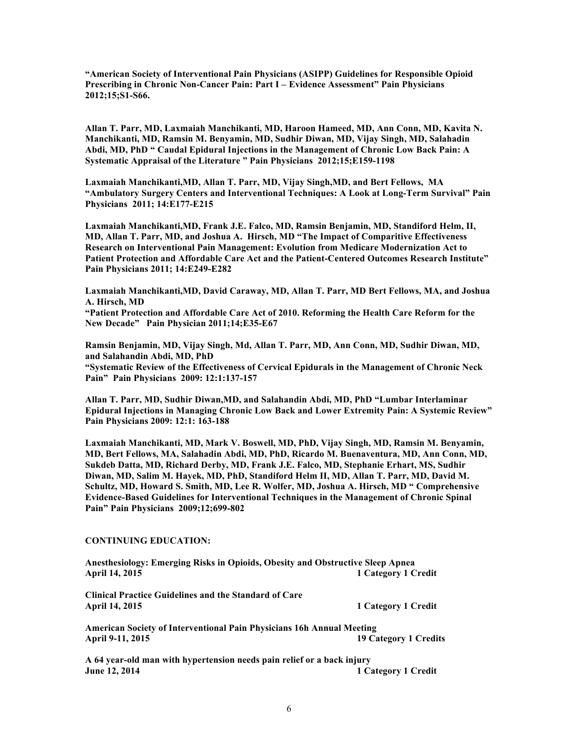**"American Society of Interventional Pain Physicians (ASIPP) Guidelines for Responsible Opioid Prescribing in Chronic Non-Cancer Pain: Part I – Evidence Assessment" Pain Physicians 2012;15;S1-S66.**

**Allan T. Parr, MD, Laxmaiah Manchikanti, MD, Haroon Hameed, MD, Ann Conn, MD, Kavita N. Manchikanti, MD, Ramsin M. Benyamin, MD, Sudhir Diwan, MD, Vijay Singh, MD, Salahadin Abdi, MD, PhD " Caudal Epidural Injections in the Management of Chronic Low Back Pain: A Systematic Appraisal of the Literature " Pain Physicians 2012;15;E159-1198**

**Laxmaiah Manchikanti,MD, Allan T. Parr, MD, Vijay Singh,MD, and Bert Fellows, MA "Ambulatory Surgery Centers and Interventional Techniques: A Look at Long-Term Survival" Pain Physicians 2011; 14:E177-E215**

**Laxmaiah Manchikanti,MD, Frank J.E. Falco, MD, Ramsin Benjamin, MD, Standiford Helm, II, MD, Allan T. Parr, MD, and Joshua A. Hirsch, MD "The Impact of Comparitive Effectiveness Research on Interventional Pain Management: Evolution from Medicare Modernization Act to Patient Protection and Affordable Care Act and the Patient-Centered Outcomes Research Institute" Pain Physicians 2011; 14:E249-E282**

**Laxmaiah Manchikanti,MD, David Caraway, MD, Allan T. Parr, MD Bert Fellows, MA, and Joshua A. Hirsch, MD
"Patient Protection and Affordable Care Act of 2010. Reforming the Health Care Reform for the New Decade" Pain Physician 2011;14;E35-E67**

**Ramsin Benjamin, MD, Vijay Singh, Md, Allan T. Parr, MD, Ann Conn, MD, Sudhir Diwan, MD, and Salahandin Abdi, MD, PhD
"Systematic Review of the Effectiveness of Cervical Epidurals in the Management of Chronic Neck Pain" Pain Physicians 2009: 12:1:137-157**

**Allan T. Parr, MD, Sudhir Diwan,MD, and Salahandin Abdi, MD, PhD "Lumbar Interlaminar Epidural Injections in Managing Chronic Low Back and Lower Extremity Pain: A Systemic Review" Pain Physicians 2009: 12:1: 163-188**

**Laxmaiah Manchikanti, MD, Mark V. Boswell, MD, PhD, Vijay Singh, MD, Ramsin M. Benyamin, MD, Bert Fellows, MA, Salahadin Abdi, MD, PhD, Ricardo M. Buenaventura, MD, Ann Conn, MD, Sukdeb Datta, MD, Richard Derby, MD, Frank J.E. Falco, MD, Stephanie Erhart, MS, Sudhir Diwan, MD, Salim M. Hayek, MD, PhD, Standiford Helm II, MD, Allan T. Parr, MD, David M. Schultz, MD, Howard S. Smith, MD, Lee R. Wolfer, MD, Joshua A. Hirsch, MD " Comprehensive Evidence-Based Guidelines for Interventional Techniques in the Management of Chronic Spinal Pain" Pain Physicians 2009;12;699-802**

**CONTINUING EDUCATION:**

**Anesthesiology: Emerging Risks in Opioids, Obesity and Obstructive Sleep Apnea**
**April 14, 2015** — **1 Category 1 Credit**

**Clinical Practice Guidelines and the Standard of Care**
**April 14, 2015** — **1 Category 1 Credit**

**American Society of Interventional Pain Physicians 16h Annual Meeting**
**April 9-11, 2015** — **19 Category 1 Credits**

**A 64 year-old man with hypertension needs pain relief or a back injury**
**June 12, 2014** — **1 Category 1 Credit**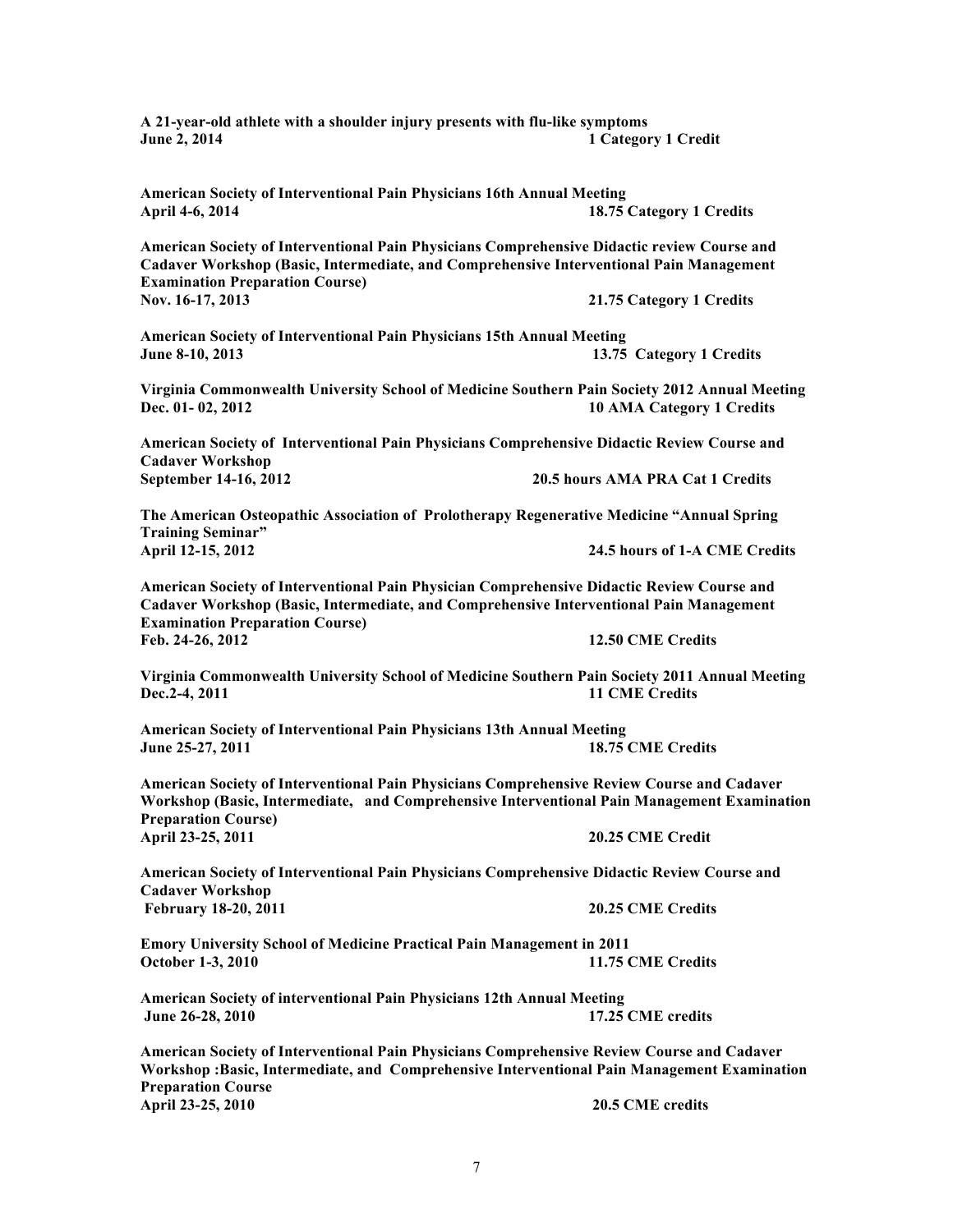**A 21-year-old athlete with a shoulder injury presents with flu-like symptoms**
**June 2, 2014** **1 Category 1 Credit**

**American Society of Interventional Pain Physicians 16th Annual Meeting**
**April 4-6, 2014** **18.75 Category 1 Credits**

**American Society of Interventional Pain Physicians Comprehensive Didactic review Course and Cadaver Workshop (Basic, Intermediate, and Comprehensive Interventional Pain Management Examination Preparation Course)**
**Nov. 16-17, 2013** **21.75 Category 1 Credits**

**American Society of Interventional Pain Physicians 15th Annual Meeting**
**June 8-10, 2013** **13.75 Category 1 Credits**

**Virginia Commonwealth University School of Medicine Southern Pain Society 2012 Annual Meeting**
**Dec. 01- 02, 2012** **10 AMA Category 1 Credits**

**American Society of Interventional Pain Physicians Comprehensive Didactic Review Course and Cadaver Workshop**
**September 14-16, 2012** **20.5 hours AMA PRA Cat 1 Credits**

**The American Osteopathic Association of Prolotherapy Regenerative Medicine "Annual Spring Training Seminar"**
**April 12-15, 2012** **24.5 hours of 1-A CME Credits**

**American Society of Interventional Pain Physician Comprehensive Didactic Review Course and Cadaver Workshop (Basic, Intermediate, and Comprehensive Interventional Pain Management Examination Preparation Course)**
**Feb. 24-26, 2012** **12.50 CME Credits**

**Virginia Commonwealth University School of Medicine Southern Pain Society 2011 Annual Meeting**
**Dec.2-4, 2011** **11 CME Credits**

**American Society of Interventional Pain Physicians 13th Annual Meeting**
**June 25-27, 2011** **18.75 CME Credits**

**American Society of Interventional Pain Physicians Comprehensive Review Course and Cadaver Workshop (Basic, Intermediate, and Comprehensive Interventional Pain Management Examination Preparation Course)**
**April 23-25, 2011** **20.25 CME Credit**

**American Society of Interventional Pain Physicians Comprehensive Didactic Review Course and Cadaver Workshop**
**February 18-20, 2011** **20.25 CME Credits**

**Emory University School of Medicine Practical Pain Management in 2011**
**October 1-3, 2010** **11.75 CME Credits**

**American Society of interventional Pain Physicians 12th Annual Meeting**
**June 26-28, 2010** **17.25 CME credits**

**American Society of Interventional Pain Physicians Comprehensive Review Course and Cadaver Workshop :Basic, Intermediate, and Comprehensive Interventional Pain Management Examination Preparation Course**
**April 23-25, 2010** **20.5 CME credits**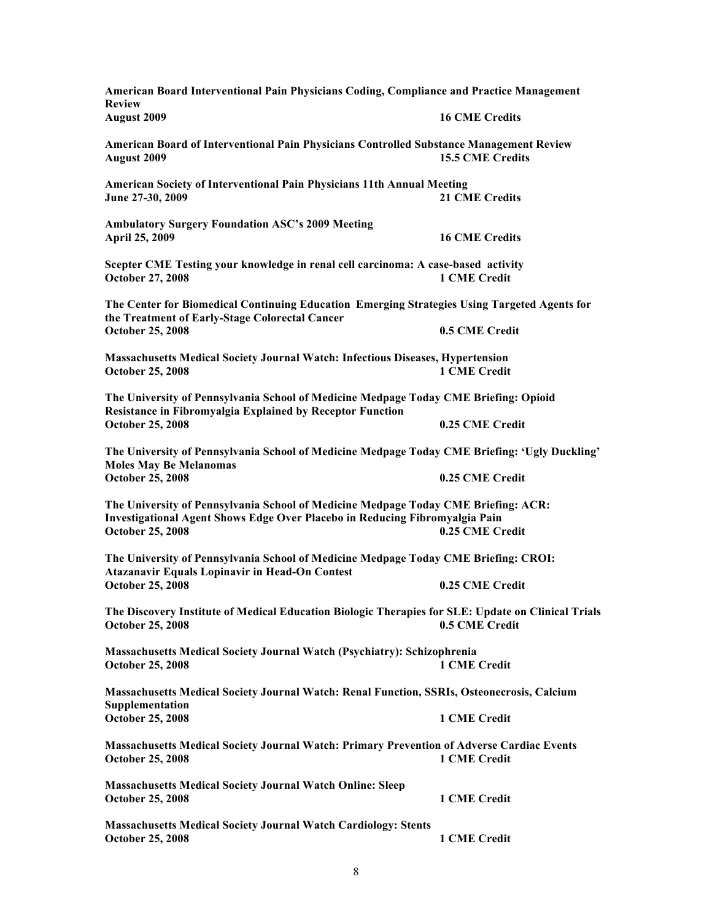**American Board Interventional Pain Physicians Coding, Compliance and Practice Management Review**
**August 2009** **16 CME Credits**

**American Board of Interventional Pain Physicians Controlled Substance Management Review**
**August 2009** **15.5 CME Credits**

**American Society of Interventional Pain Physicians 11th Annual Meeting**
**June 27-30, 2009** **21 CME Credits**

**Ambulatory Surgery Foundation ASC's 2009 Meeting**
**April 25, 2009** **16 CME Credits**

**Scepter CME Testing your knowledge in renal cell carcinoma: A case-based activity**
**October 27, 2008** **1 CME Credit**

**The Center for Biomedical Continuing Education Emerging Strategies Using Targeted Agents for the Treatment of Early-Stage Colorectal Cancer**
**October 25, 2008** **0.5 CME Credit**

**Massachusetts Medical Society Journal Watch: Infectious Diseases, Hypertension**
**October 25, 2008** **1 CME Credit**

**The University of Pennsylvania School of Medicine Medpage Today CME Briefing: Opioid Resistance in Fibromyalgia Explained by Receptor Function**
**October 25, 2008** **0.25 CME Credit**

**The University of Pennsylvania School of Medicine Medpage Today CME Briefing: 'Ugly Duckling' Moles May Be Melanomas**
**October 25, 2008** **0.25 CME Credit**

**The University of Pennsylvania School of Medicine Medpage Today CME Briefing: ACR: Investigational Agent Shows Edge Over Placebo in Reducing Fibromyalgia Pain**
**October 25, 2008** **0.25 CME Credit**

**The University of Pennsylvania School of Medicine Medpage Today CME Briefing: CROI: Atazanavir Equals Lopinavir in Head-On Contest**
**October 25, 2008** **0.25 CME Credit**

**The Discovery Institute of Medical Education Biologic Therapies for SLE: Update on Clinical Trials**
**October 25, 2008** **0.5 CME Credit**

**Massachusetts Medical Society Journal Watch (Psychiatry): Schizophrenia**
**October 25, 2008** **1 CME Credit**

**Massachusetts Medical Society Journal Watch: Renal Function, SSRIs, Osteonecrosis, Calcium Supplementation**
**October 25, 2008** **1 CME Credit**

**Massachusetts Medical Society Journal Watch: Primary Prevention of Adverse Cardiac Events**
**October 25, 2008** **1 CME Credit**

**Massachusetts Medical Society Journal Watch Online: Sleep**
**October 25, 2008** **1 CME Credit**

**Massachusetts Medical Society Journal Watch Cardiology: Stents**
**October 25, 2008** **1 CME Credit**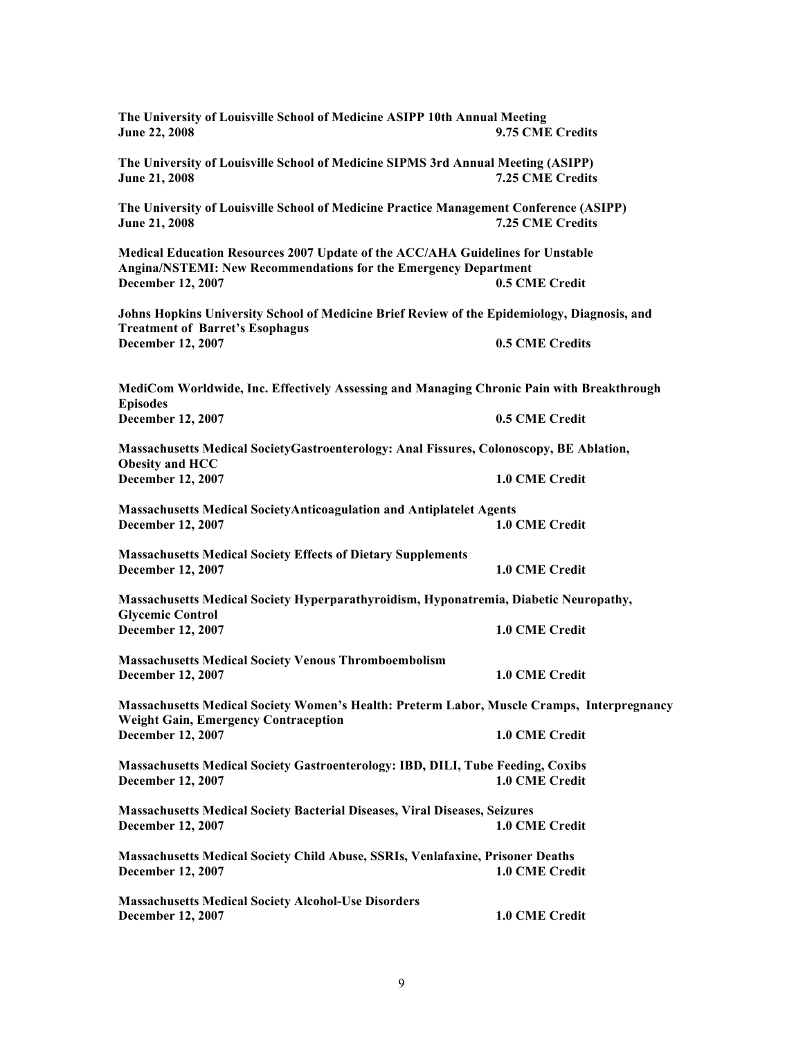**The University of Louisville School of Medicine ASIPP 10th Annual Meeting**
**June 22, 2008** **9.75 CME Credits**

**The University of Louisville School of Medicine SIPMS 3rd Annual Meeting (ASIPP)**
**June 21, 2008** **7.25 CME Credits**

**The University of Louisville School of Medicine Practice Management Conference (ASIPP)**
**June 21, 2008** **7.25 CME Credits**

**Medical Education Resources 2007 Update of the ACC/AHA Guidelines for Unstable Angina/NSTEMI: New Recommendations for the Emergency Department**
**December 12, 2007** **0.5 CME Credit**

**Johns Hopkins University School of Medicine Brief Review of the Epidemiology, Diagnosis, and Treatment of Barret's Esophagus**
**December 12, 2007** **0.5 CME Credits**

**MediCom Worldwide, Inc. Effectively Assessing and Managing Chronic Pain with Breakthrough Episodes**
**December 12, 2007** **0.5 CME Credit**

**Massachusetts Medical SocietyGastroenterology: Anal Fissures, Colonoscopy, BE Ablation, Obesity and HCC**
**December 12, 2007** **1.0 CME Credit**

**Massachusetts Medical SocietyAnticoagulation and Antiplatelet Agents**
**December 12, 2007** **1.0 CME Credit**

**Massachusetts Medical Society Effects of Dietary Supplements**
**December 12, 2007** **1.0 CME Credit**

**Massachusetts Medical Society Hyperparathyroidism, Hyponatremia, Diabetic Neuropathy, Glycemic Control**
**December 12, 2007** **1.0 CME Credit**

**Massachusetts Medical Society Venous Thromboembolism**
**December 12, 2007** **1.0 CME Credit**

**Massachusetts Medical Society Women's Health: Preterm Labor, Muscle Cramps, Interpregnancy Weight Gain, Emergency Contraception**
**December 12, 2007** **1.0 CME Credit**

**Massachusetts Medical Society Gastroenterology: IBD, DILI, Tube Feeding, Coxibs**
**December 12, 2007** **1.0 CME Credit**

**Massachusetts Medical Society Bacterial Diseases, Viral Diseases, Seizures**
**December 12, 2007** **1.0 CME Credit**

**Massachusetts Medical Society Child Abuse, SSRIs, Venlafaxine, Prisoner Deaths**
**December 12, 2007** **1.0 CME Credit**

**Massachusetts Medical Society Alcohol-Use Disorders**
**December 12, 2007** **1.0 CME Credit**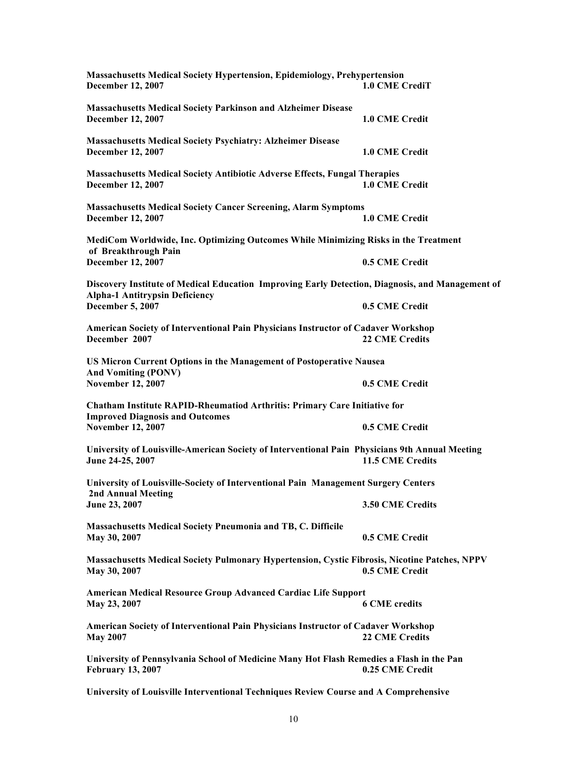**Massachusetts Medical Society Hypertension, Epidemiology, Prehypertension**
**December 12, 2007 1.0 CME CrediT**

**Massachusetts Medical Society Parkinson and Alzheimer Disease**
**December 12, 2007 1.0 CME Credit**

**Massachusetts Medical Society Psychiatry: Alzheimer Disease**
**December 12, 2007 1.0 CME Credit**

**Massachusetts Medical Society Antibiotic Adverse Effects, Fungal Therapies**
**December 12, 2007 1.0 CME Credit**

**Massachusetts Medical Society Cancer Screening, Alarm Symptoms**
**December 12, 2007 1.0 CME Credit**

**MediCom Worldwide, Inc. Optimizing Outcomes While Minimizing Risks in the Treatment of Breakthrough Pain**
**December 12, 2007 0.5 CME Credit**

**Discovery Institute of Medical Education Improving Early Detection, Diagnosis, and Management of Alpha-1 Antitrypsin Deficiency**
**December 5, 2007 0.5 CME Credit**

**American Society of Interventional Pain Physicians Instructor of Cadaver Workshop**
**December 2007 22 CME Credits**

**US Micron Current Options in the Management of Postoperative Nausea And Vomiting (PONV)**
**November 12, 2007 0.5 CME Credit**

**Chatham Institute RAPID-Rheumatiod Arthritis: Primary Care Initiative for Improved Diagnosis and Outcomes**
**November 12, 2007 0.5 CME Credit**

**University of Louisville-American Society of Interventional Pain Physicians 9th Annual Meeting**
**June 24-25, 2007 11.5 CME Credits**

**University of Louisville-Society of Interventional Pain Management Surgery Centers 2nd Annual Meeting**
**June 23, 2007 3.50 CME Credits**

**Massachusetts Medical Society Pneumonia and TB, C. Difficile**
**May 30, 2007 0.5 CME Credit**

**Massachusetts Medical Society Pulmonary Hypertension, Cystic Fibrosis, Nicotine Patches, NPPV**
**May 30, 2007 0.5 CME Credit**

**American Medical Resource Group Advanced Cardiac Life Support**
**May 23, 2007 6 CME credits**

**American Society of Interventional Pain Physicians Instructor of Cadaver Workshop**
**May 2007 22 CME Credits**

**University of Pennsylvania School of Medicine Many Hot Flash Remedies a Flash in the Pan**
**February 13, 2007 0.25 CME Credit**

**University of Louisville Interventional Techniques Review Course and A Comprehensive**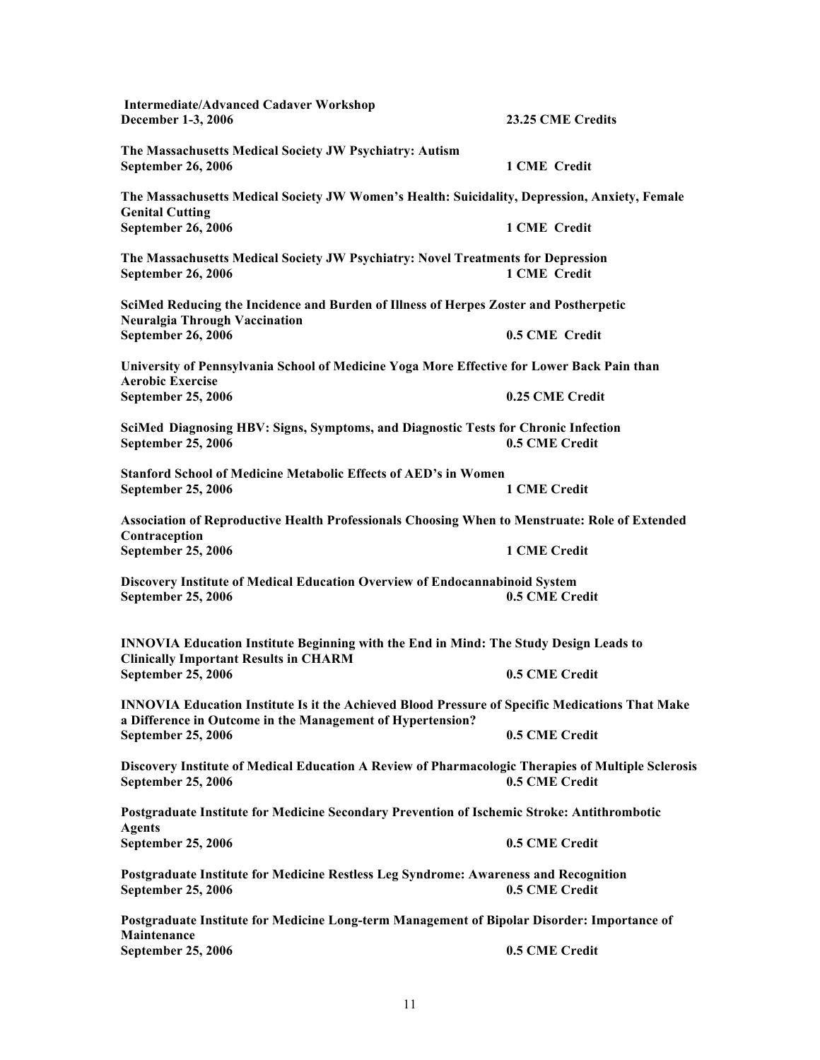**Intermediate/Advanced Cadaver Workshop**
**December 1-3, 2006** **23.25 CME Credits**

**The Massachusetts Medical Society JW Psychiatry: Autism**
**September 26, 2006** **1 CME Credit**

**The Massachusetts Medical Society JW Women's Health: Suicidality, Depression, Anxiety, Female Genital Cutting**
**September 26, 2006** **1 CME Credit**

**The Massachusetts Medical Society JW Psychiatry: Novel Treatments for Depression**
**September 26, 2006** **1 CME Credit**

**SciMed Reducing the Incidence and Burden of Illness of Herpes Zoster and Postherpetic Neuralgia Through Vaccination**
**September 26, 2006** **0.5 CME Credit**

**University of Pennsylvania School of Medicine Yoga More Effective for Lower Back Pain than Aerobic Exercise**
**September 25, 2006** **0.25 CME Credit**

**SciMed Diagnosing HBV: Signs, Symptoms, and Diagnostic Tests for Chronic Infection**
**September 25, 2006** **0.5 CME Credit**

**Stanford School of Medicine Metabolic Effects of AED's in Women**
**September 25, 2006** **1 CME Credit**

**Association of Reproductive Health Professionals Choosing When to Menstruate: Role of Extended Contraception**
**September 25, 2006** **1 CME Credit**

**Discovery Institute of Medical Education Overview of Endocannabinoid System**
**September 25, 2006** **0.5 CME Credit**

**INNOVIA Education Institute Beginning with the End in Mind: The Study Design Leads to Clinically Important Results in CHARM**
**September 25, 2006** **0.5 CME Credit**

**INNOVIA Education Institute Is it the Achieved Blood Pressure of Specific Medications That Make a Difference in Outcome in the Management of Hypertension?**
**September 25, 2006** **0.5 CME Credit**

**Discovery Institute of Medical Education A Review of Pharmacologic Therapies of Multiple Sclerosis**
**September 25, 2006** **0.5 CME Credit**

**Postgraduate Institute for Medicine Secondary Prevention of Ischemic Stroke: Antithrombotic Agents**
**September 25, 2006** **0.5 CME Credit**

**Postgraduate Institute for Medicine Restless Leg Syndrome: Awareness and Recognition**
**September 25, 2006** **0.5 CME Credit**

**Postgraduate Institute for Medicine Long-term Management of Bipolar Disorder: Importance of Maintenance**
**September 25, 2006** **0.5 CME Credit**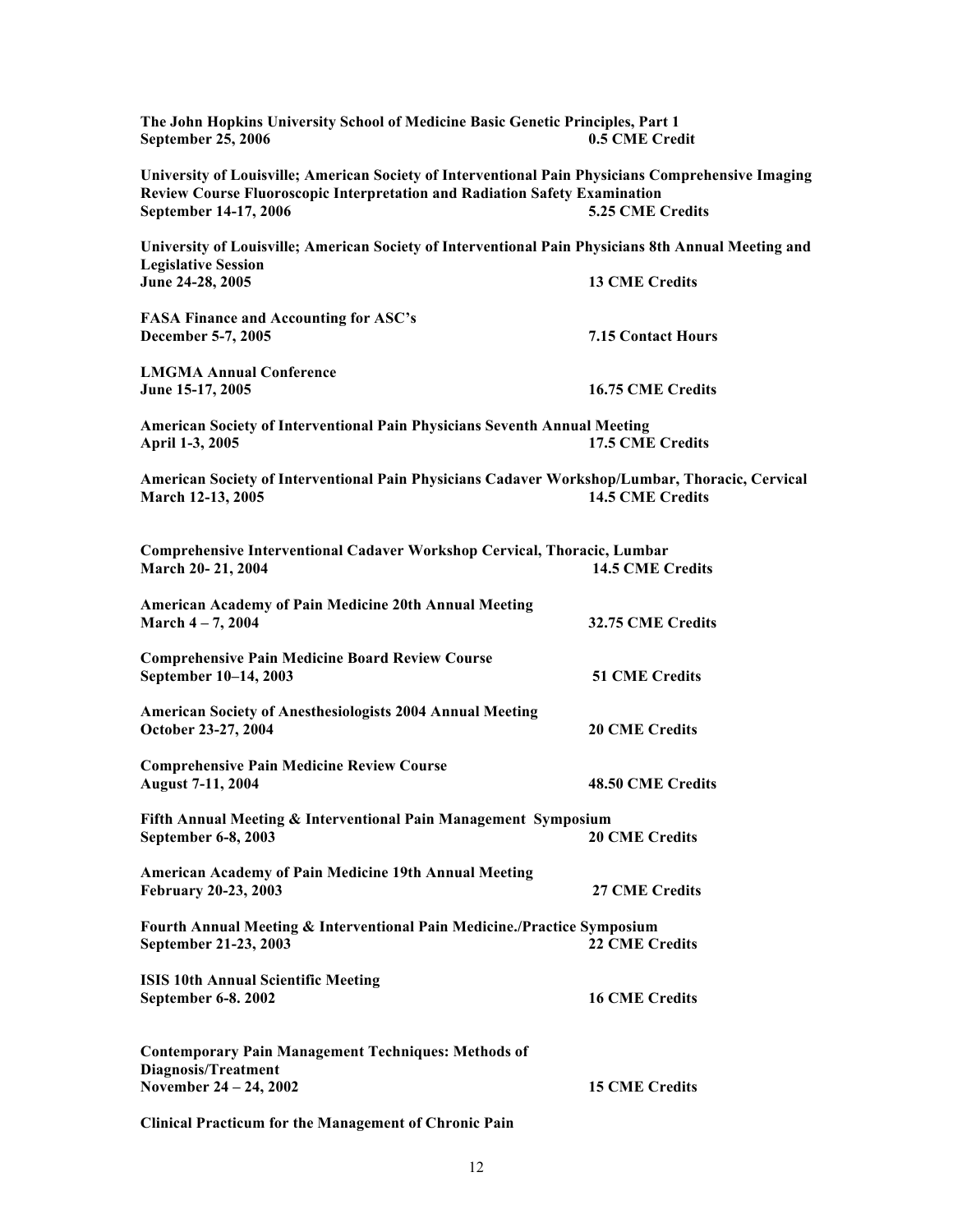**The John Hopkins University School of Medicine Basic Genetic Principles, Part 1**
**September 25, 2006** **0.5 CME Credit**

**University of Louisville; American Society of Interventional Pain Physicians Comprehensive Imaging Review Course Fluoroscopic Interpretation and Radiation Safety Examination**
**September 14-17, 2006** **5.25 CME Credits**

**University of Louisville; American Society of Interventional Pain Physicians 8th Annual Meeting and Legislative Session**
**June 24-28, 2005** **13 CME Credits**

**FASA Finance and Accounting for ASC's**
**December 5-7, 2005** **7.15 Contact Hours**

**LMGMA Annual Conference**
**June 15-17, 2005** **16.75 CME Credits**

**American Society of Interventional Pain Physicians Seventh Annual Meeting**
**April 1-3, 2005** **17.5 CME Credits**

**American Society of Interventional Pain Physicians Cadaver Workshop/Lumbar, Thoracic, Cervical**
**March 12-13, 2005** **14.5 CME Credits**

**Comprehensive Interventional Cadaver Workshop Cervical, Thoracic, Lumbar**
**March 20- 21, 2004** **14.5 CME Credits**

**American Academy of Pain Medicine 20th Annual Meeting**
**March 4 – 7, 2004** **32.75 CME Credits**

**Comprehensive Pain Medicine Board Review Course**
**September 10–14, 2003** **51 CME Credits**

**American Society of Anesthesiologists 2004 Annual Meeting**
**October 23-27, 2004** **20 CME Credits**

**Comprehensive Pain Medicine Review Course**
**August 7-11, 2004** **48.50 CME Credits**

**Fifth Annual Meeting & Interventional Pain Management Symposium**
**September 6-8, 2003** **20 CME Credits**

**American Academy of Pain Medicine 19th Annual Meeting**
**February 20-23, 2003** **27 CME Credits**

**Fourth Annual Meeting & Interventional Pain Medicine./Practice Symposium**
**September 21-23, 2003** **22 CME Credits**

**ISIS 10th Annual Scientific Meeting**
**September 6-8. 2002** **16 CME Credits**

**Contemporary Pain Management Techniques: Methods of Diagnosis/Treatment**
**November 24 – 24, 2002** **15 CME Credits**

**Clinical Practicum for the Management of Chronic Pain**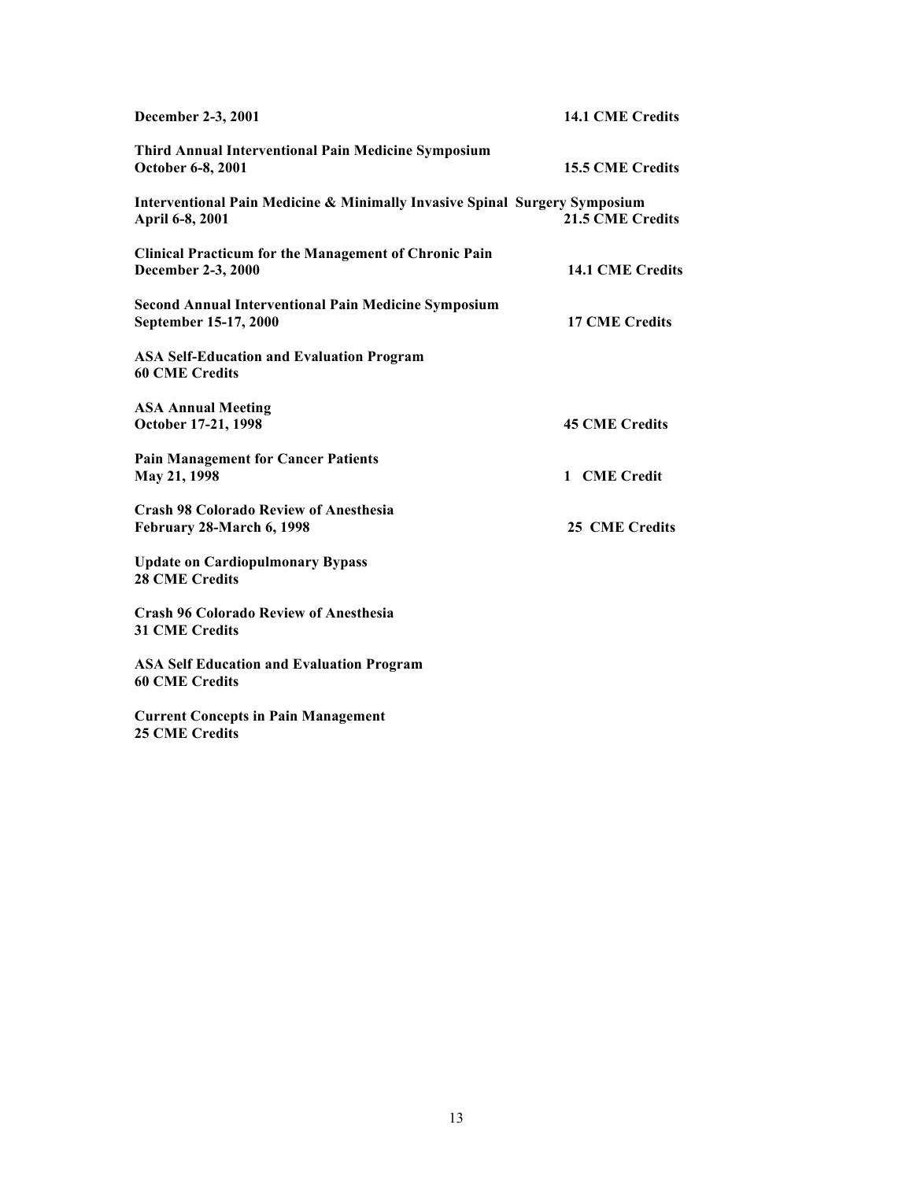**December 2-3, 2001** **14.1 CME Credits**

**Third Annual Interventional Pain Medicine Symposium**
**October 6-8, 2001** **15.5 CME Credits**

**Interventional Pain Medicine & Minimally Invasive Spinal Surgery Symposium**
**April 6-8, 2001** **21.5 CME Credits**

**Clinical Practicum for the Management of Chronic Pain**
**December 2-3, 2000** **14.1 CME Credits**

**Second Annual Interventional Pain Medicine Symposium**
**September 15-17, 2000** **17 CME Credits**

**ASA Self-Education and Evaluation Program**
**60 CME Credits**

**ASA Annual Meeting**
**October 17-21, 1998** **45 CME Credits**

**Pain Management for Cancer Patients**
**May 21, 1998** **1 CME Credit**

**Crash 98 Colorado Review of Anesthesia**
**February 28-March 6, 1998** **25 CME Credits**

**Update on Cardiopulmonary Bypass**
**28 CME Credits**

**Crash 96 Colorado Review of Anesthesia**
**31 CME Credits**

**ASA Self Education and Evaluation Program**
**60 CME Credits**

**Current Concepts in Pain Management**
**25 CME Credits**